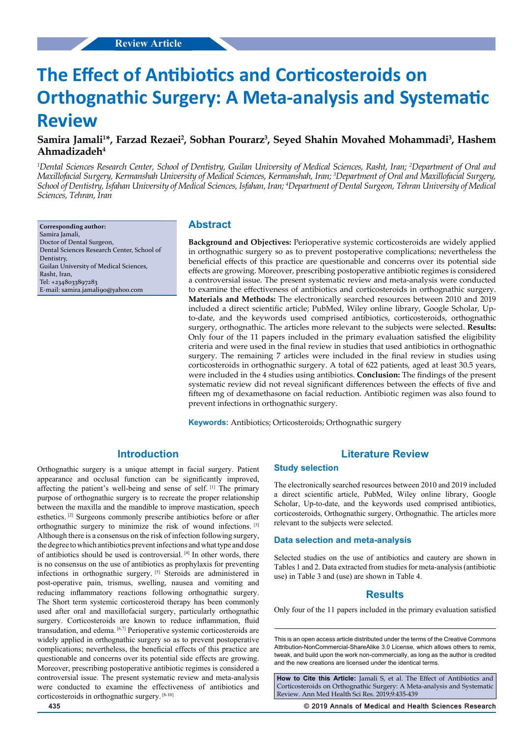Review Article

# The Effect of Antibiotics and Corticosteroids on Orthognathic Surgery: A Meta-analysis and Systematic Review

**Samira Jamali[1]*, Farzad Rezaei[2], Sobhan Pourarz[3], Seyed Shahin Movahed Mohammadi[3], Hashem Ahmadizadeh[4]**

*[1]Dental Sciences Research Center, School of Dentistry, Guilan University of Medical Sciences, Rasht, Iran; [2]Department of Oral and Maxillofacial Surgery, Kermanshah University of Medical Sciences, Kermanshah, Iran; [3]Department of Oral and Maxillofacial Surgery, School of Dentistry, Isfahan University of Medical Sciences, Isfahan, Iran; [4]Department of Dental Surgeon, Tehran University of Medical Sciences, Tehran, Iran*

**Corresponding author:**
Samira Jamali,
Doctor of Dental Surgeon,
Dental Sciences Research Center, School of Dentistry,
Guilan University of Medical Sciences,
Rasht, Iran,
Tel: +2348033897283
E-mail: samira.jamali90@yahoo.com

## Abstract

**Background and Objectives:** Perioperative systemic corticosteroids are widely applied in orthognathic surgery so as to prevent postoperative complications; nevertheless the beneficial effects of this practice are questionable and concerns over its potential side effects are growing. Moreover, prescribing postoperative antibiotic regimes is considered a controversial issue. The present systematic review and meta-analysis were conducted to examine the effectiveness of antibiotics and corticosteroids in orthognathic surgery. **Materials and Methods:** The electronically searched resources between 2010 and 2019 included a direct scientific article; PubMed, Wiley online library, Google Scholar, Up-to-date, and the keywords used comprised antibiotics, corticosteroids, orthognathic surgery, orthognathic. The articles more relevant to the subjects were selected. **Results:** Only four of the 11 papers included in the primary evaluation satisfied the eligibility criteria and were used in the final review in studies that used antibiotics in orthognathic surgery. The remaining 7 articles were included in the final review in studies using corticosteroids in orthognathic surgery. A total of 622 patients, aged at least 30.5 years, were included in the 4 studies using antibiotics. **Conclusion:** The findings of the present systematic review did not reveal significant differences between the effects of five and fifteen mg of dexamethasone on facial reduction. Antibiotic regimen was also found to prevent infections in orthognathic surgery.

**Keywords:** Antibiotics; Orticosteroids; Orthognathic surgery

## Introduction

Orthognathic surgery is a unique attempt in facial surgery. Patient appearance and occlusal function can be significantly improved, affecting the patient's well-being and sense of self. [1] The primary purpose of orthognathic surgery is to recreate the proper relationship between the maxilla and the mandible to improve mastication, speech esthetics. [2] Surgeons commonly prescribe antibiotics before or after orthognathic surgery to minimize the risk of wound infections. [3] Although there is a consensus on the risk of infection following surgery, the degree to which antibiotics prevent infections and what type and dose of antibiotics should be used is controversial. [4] In other words, there is no consensus on the use of antibiotics as prophylaxis for preventing infections in orthognathic surgery. [5] Steroids are administered in post-operative pain, trismus, swelling, nausea and vomiting and reducing inflammatory reactions following orthognathic surgery. The Short term systemic corticosteroid therapy has been commonly used after oral and maxillofacial surgery, particularly orthognathic surgery. Corticosteroids are known to reduce inflammation, fluid transudation, and edema. [6,7] Perioperative systemic corticosteroids are widely applied in orthognathic surgery so as to prevent postoperative complications; nevertheless, the beneficial effects of this practice are questionable and concerns over its potential side effects are growing. Moreover, prescribing postoperative antibiotic regimes is considered a controversial issue. The present systematic review and meta-analysis were conducted to examine the effectiveness of antibiotics and corticosteroids in orthognathic surgery. [8-10]

## Literature Review

### Study selection

The electronically searched resources between 2010 and 2019 included a direct scientific article, PubMed, Wiley online library, Google Scholar, Up-to-date, and the keywords used comprised antibiotics, corticosteroids, Orthognathic surgery, Orthognathic. The articles more relevant to the subjects were selected.

### Data selection and meta-analysis

Selected studies on the use of antibiotics and cautery are shown in Tables 1 and 2. Data extracted from studies for meta-analysis (antibiotic use) in Table 3 and (use) are shown in Table 4.

## Results

Only four of the 11 papers included in the primary evaluation satisfied

This is an open access article distributed under the terms of the Creative Commons Attribution-NonCommercial-ShareAlike 3.0 License, which allows others to remix, tweak, and build upon the work non-commercially, as long as the author is credited and the new creations are licensed under the identical terms.

**How to Cite this Article:** Jamali S, et al. The Effect of Antibiotics and Corticosteroids on Orthognathic Surgery: A Meta-analysis and Systematic Review. Ann Med Health Sci Res. 2019;9:435-439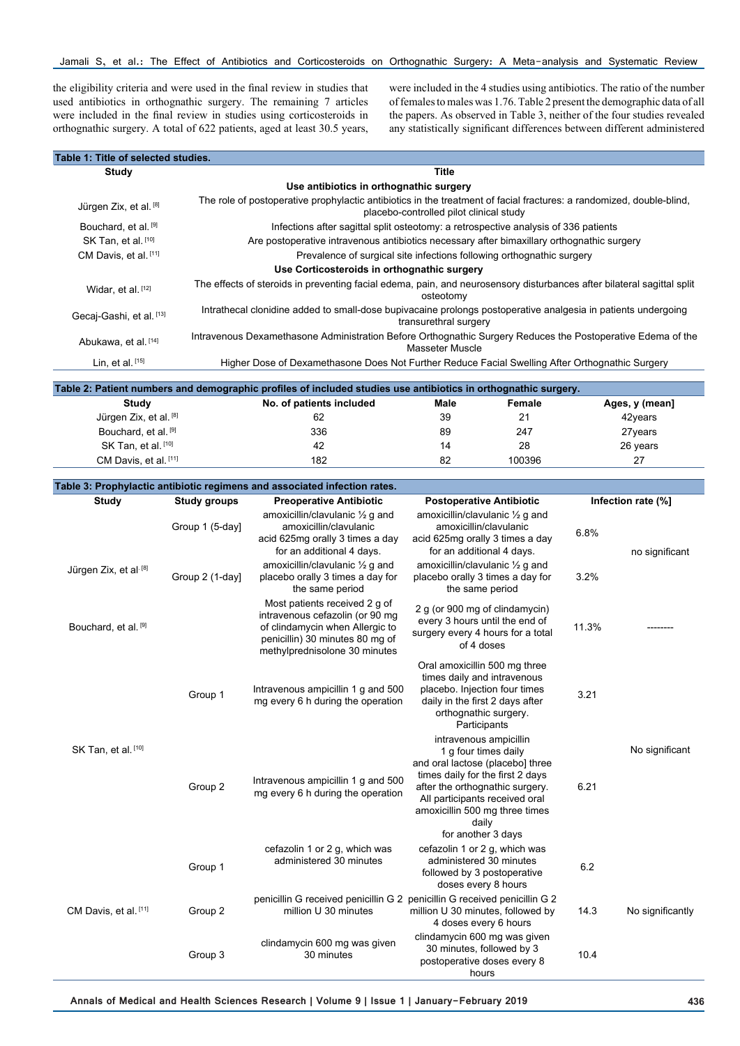the eligibility criteria and were used in the final review in studies that used antibiotics in orthognathic surgery. The remaining 7 articles were included in the final review in studies using corticosteroids in orthognathic surgery. A total of 622 patients, aged at least 30.5 years, were included in the 4 studies using antibiotics. The ratio of the number of females to males was 1.76. Table 2 present the demographic data of all the papers. As observed in Table 3, neither of the four studies revealed any statistically significant differences between different administered

**Table 1: Title of selected studies.**

| Study | Title |
|---|---|
| | **Use antibiotics in orthognathic surgery** |
| Jürgen Zix, et al. [8] | The role of postoperative prophylactic antibiotics in the treatment of facial fractures: a randomized, double-blind, placebo-controlled pilot clinical study |
| Bouchard, et al. [9] | Infections after sagittal split osteotomy: a retrospective analysis of 336 patients |
| SK Tan, et al. [10] | Are postoperative intravenous antibiotics necessary after bimaxillary orthognathic surgery |
| CM Davis, et al. [11] | Prevalence of surgical site infections following orthognathic surgery |
| | **Use Corticosteroids in orthognathic surgery** |
| Widar, et al. [12] | The effects of steroids in preventing facial edema, pain, and neurosensory disturbances after bilateral sagittal split osteotomy |
| Gecaj-Gashi, et al. [13] | Intrathecal clonidine added to small-dose bupivacaine prolongs postoperative analgesia in patients undergoing transurethral surgery |
| Abukawa, et al. [14] | Intravenous Dexamethasone Administration Before Orthognathic Surgery Reduces the Postoperative Edema of the Masseter Muscle |
| Lin, et al. [15] | Higher Dose of Dexamethasone Does Not Further Reduce Facial Swelling After Orthognathic Surgery |

**Table 2: Patient numbers and demographic profiles of included studies use antibiotics in orthognathic surgery.**

| Study | No. of patients included | Male | Female | Ages, y (mean] |
|---|---|---|---|---|
| Jürgen Zix, et al. [8] | 62 | 39 | 21 | 42years |
| Bouchard, et al. [9] | 336 | 89 | 247 | 27years |
| SK Tan, et al. [10] | 42 | 14 | 28 | 26 years |
| CM Davis, et al. [11] | 182 | 82 | 100396 | 27 |

**Table 3: Prophylactic antibiotic regimens and associated infection rates.**

| Study | Study groups | Preoperative Antibiotic | Postoperative Antibiotic | Infection rate (%] | |
|---|---|---|---|---|---|
| Jürgen Zix, et al. [8] | Group 1 (5-day] | amoxicillin/clavulanic ½ g and amoxicillin/clavulanic acid 625mg orally 3 times a day for an additional 4 days. | amoxicillin/clavulanic ½ g and amoxicillin/clavulanic acid 625mg orally 3 times a day for an additional 4 days. | 6.8% | no significant |
| | Group 2 (1-day] | amoxicillin/clavulanic ½ g and placebo orally 3 times a day for the same period | amoxicillin/clavulanic ½ g and placebo orally 3 times a day for the same period | 3.2% | |
| Bouchard, et al. [9] | | Most patients received 2 g of intravenous cefazolin (or 90 mg of clindamycin when Allergic to penicillin) 30 minutes 80 mg of methylprednisolone 30 minutes | 2 g (or 900 mg of clindamycin) every 3 hours until the end of surgery every 4 hours for a total of 4 doses | 11.3% | -------- |
| SK Tan, et al. [10] | Group 1 | Intravenous ampicillin 1 g and 500 mg every 6 h during the operation | Oral amoxicillin 500 mg three times daily and intravenous placebo. Injection four times daily in the first 2 days after orthognathic surgery. Participants | 3.21 | No significant |
| | Group 2 | Intravenous ampicillin 1 g and 500 mg every 6 h during the operation | intravenous ampicillin 1 g four times daily and oral lactose (placebo] three times daily for the first 2 days after the orthognathic surgery. All participants received oral amoxicillin 500 mg three times daily for another 3 days | 6.21 | |
| CM Davis, et al. [11] | Group 1 | cefazolin 1 or 2 g, which was administered 30 minutes | cefazolin 1 or 2 g, which was administered 30 minutes followed by 3 postoperative doses every 8 hours | 6.2 | No significantly |
| | Group 2 | penicillin G received penicillin G 2 million U 30 minutes | penicillin G received penicillin G 2 million U 30 minutes, followed by 4 doses every 6 hours | 14.3 | |
| | Group 3 | clindamycin 600 mg was given 30 minutes | clindamycin 600 mg was given 30 minutes, followed by 3 postoperative doses every 8 hours | 10.4 | |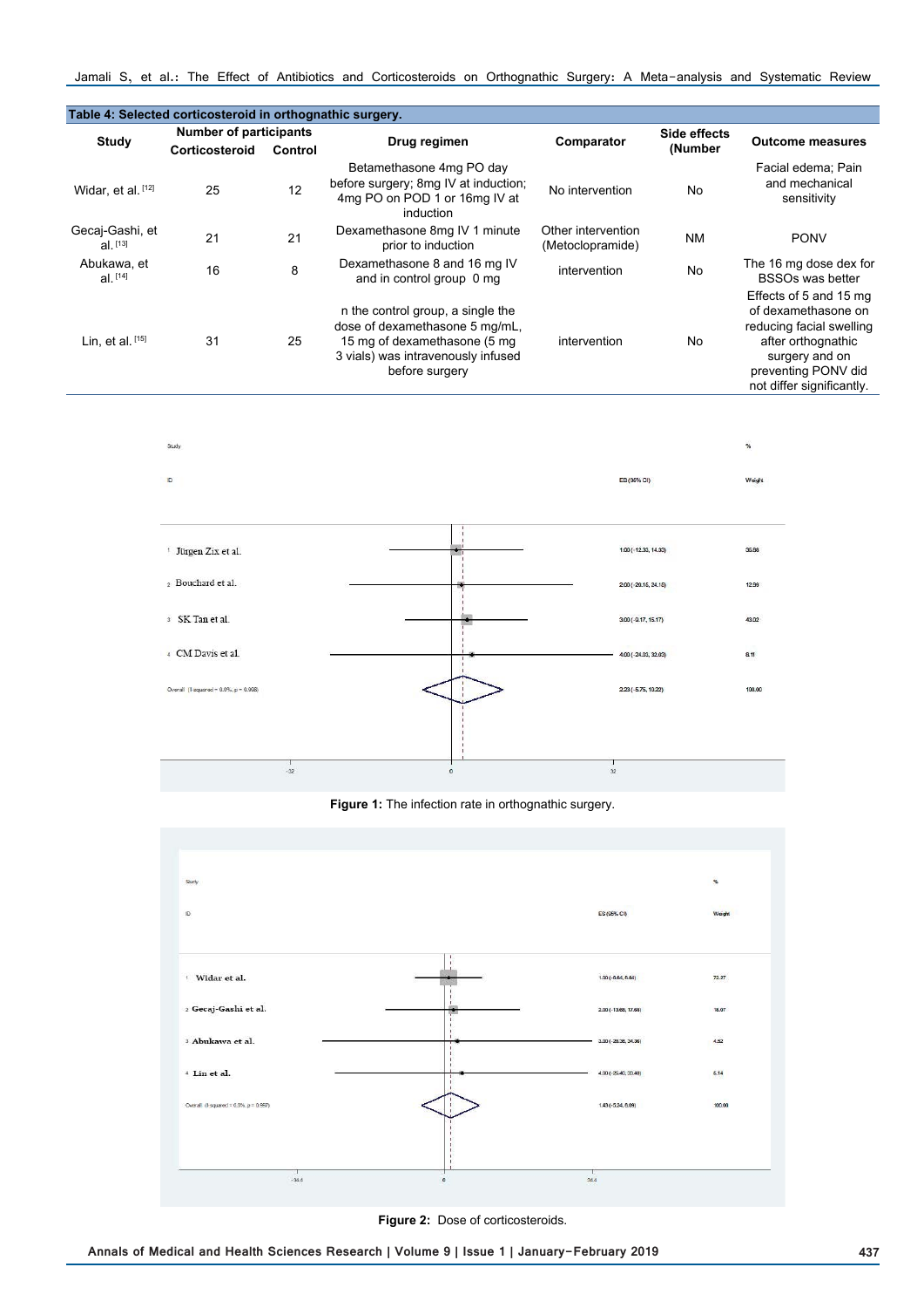**Table 4: Selected corticosteroid in orthognathic surgery.**

| Study | Number of participants | | Drug regimen | Comparator | Side effects (Number | Outcome measures |
|---|---|---|---|---|---|---|
| | Corticosteroid | Control | | | | |
| Widar, et al. [12] | 25 | 12 | Betamethasone 4mg PO day before surgery; 8mg IV at induction; 4mg PO on POD 1 or 16mg IV at induction | No intervention | No | Facial edema; Pain and mechanical sensitivity |
| Gecaj-Gashi, et al. [13] | 21 | 21 | Dexamethasone 8mg IV 1 minute prior to induction | Other intervention (Metoclopramide) | NM | PONV |
| Abukawa, et al. [14] | 16 | 8 | Dexamethasone 8 and 16 mg IV and in control group 0 mg | intervention | No | The 16 mg dose dex for BSSOs was better |
| Lin, et al. [15] | 31 | 25 | n the control group, a single the dose of dexamethasone 5 mg/mL, 15 mg of dexamethasone (5 mg 3 vials) was intravenously infused before surgery | intervention | No | Effects of 5 and 15 mg of dexamethasone on reducing facial swelling after orthognathic surgery and on preventing PONV did not differ significantly. |

**Figure 1:** The infection rate in orthognathic surgery.

**Figure 2:** Dose of corticosteroids.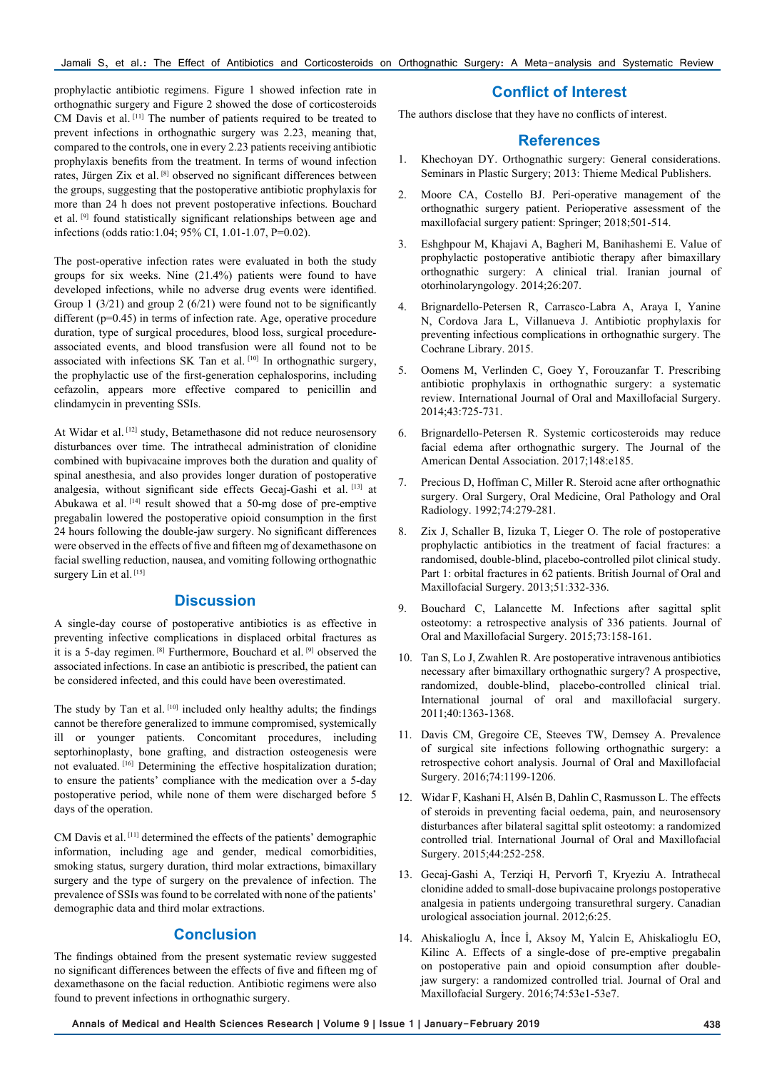prophylactic antibiotic regimens. Figure 1 showed infection rate in orthognathic surgery and Figure 2 showed the dose of corticosteroids CM Davis et al. [11] The number of patients required to be treated to prevent infections in orthognathic surgery was 2.23, meaning that, compared to the controls, one in every 2.23 patients receiving antibiotic prophylaxis benefits from the treatment. In terms of wound infection rates, Jürgen Zix et al. [8] observed no significant differences between the groups, suggesting that the postoperative antibiotic prophylaxis for more than 24 h does not prevent postoperative infections. Bouchard et al. [9] found statistically significant relationships between age and infections (odds ratio:1.04; 95% CI, 1.01-1.07, P=0.02).

The post-operative infection rates were evaluated in both the study groups for six weeks. Nine (21.4%) patients were found to have developed infections, while no adverse drug events were identified. Group 1 (3/21) and group 2 (6/21) were found not to be significantly different (p=0.45) in terms of infection rate. Age, operative procedure duration, type of surgical procedures, blood loss, surgical procedure-associated events, and blood transfusion were all found not to be associated with infections SK Tan et al. [10] In orthognathic surgery, the prophylactic use of the first-generation cephalosporins, including cefazolin, appears more effective compared to penicillin and clindamycin in preventing SSIs.

At Widar et al. [12] study, Betamethasone did not reduce neurosensory disturbances over time. The intrathecal administration of clonidine combined with bupivacaine improves both the duration and quality of spinal anesthesia, and also provides longer duration of postoperative analgesia, without significant side effects Gecaj-Gashi et al. [13] at Abukawa et al. [14] result showed that a 50-mg dose of pre-emptive pregabalin lowered the postoperative opioid consumption in the first 24 hours following the double-jaw surgery. No significant differences were observed in the effects of five and fifteen mg of dexamethasone on facial swelling reduction, nausea, and vomiting following orthognathic surgery Lin et al. [15]

## Discussion

A single-day course of postoperative antibiotics is as effective in preventing infective complications in displaced orbital fractures as it is a 5-day regimen. [8] Furthermore, Bouchard et al. [9] observed the associated infections. In case an antibiotic is prescribed, the patient can be considered infected, and this could have been overestimated.

The study by Tan et al. [10] included only healthy adults; the findings cannot be therefore generalized to immune compromised, systemically ill or younger patients. Concomitant procedures, including septorhinoplasty, bone grafting, and distraction osteogenesis were not evaluated. [16] Determining the effective hospitalization duration; to ensure the patients' compliance with the medication over a 5-day postoperative period, while none of them were discharged before 5 days of the operation.

CM Davis et al. [11] determined the effects of the patients' demographic information, including age and gender, medical comorbidities, smoking status, surgery duration, third molar extractions, bimaxillary surgery and the type of surgery on the prevalence of infection. The prevalence of SSIs was found to be correlated with none of the patients' demographic data and third molar extractions.

## Conclusion

The findings obtained from the present systematic review suggested no significant differences between the effects of five and fifteen mg of dexamethasone on the facial reduction. Antibiotic regimens were also found to prevent infections in orthognathic surgery.

## Conflict of Interest

The authors disclose that they have no conflicts of interest.

## References

1. Khechoyan DY. Orthognathic surgery: General considerations. Seminars in Plastic Surgery; 2013: Thieme Medical Publishers.
2. Moore CA, Costello BJ. Peri-operative management of the orthognathic surgery patient. Perioperative assessment of the maxillofacial surgery patient: Springer; 2018;501-514.
3. Eshghpour M, Khajavi A, Bagheri M, Banihashemi E. Value of prophylactic postoperative antibiotic therapy after bimaxillary orthognathic surgery: A clinical trial. Iranian journal of otorhinolaryngology. 2014;26:207.
4. Brignardello-Petersen R, Carrasco-Labra A, Araya I, Yanine N, Cordova Jara L, Villanueva J. Antibiotic prophylaxis for preventing infectious complications in orthognathic surgery. The Cochrane Library. 2015.
5. Oomens M, Verlinden C, Goey Y, Forouzanfar T. Prescribing antibiotic prophylaxis in orthognathic surgery: a systematic review. International Journal of Oral and Maxillofacial Surgery. 2014;43:725-731.
6. Brignardello-Petersen R. Systemic corticosteroids may reduce facial edema after orthognathic surgery. The Journal of the American Dental Association. 2017;148:e185.
7. Precious D, Hoffman C, Miller R. Steroid acne after orthognathic surgery. Oral Surgery, Oral Medicine, Oral Pathology and Oral Radiology. 1992;74:279-281.
8. Zix J, Schaller B, Iizuka T, Lieger O. The role of postoperative prophylactic antibiotics in the treatment of facial fractures: a randomised, double-blind, placebo-controlled pilot clinical study. Part 1: orbital fractures in 62 patients. British Journal of Oral and Maxillofacial Surgery. 2013;51:332-336.
9. Bouchard C, Lalancette M. Infections after sagittal split osteotomy: a retrospective analysis of 336 patients. Journal of Oral and Maxillofacial Surgery. 2015;73:158-161.
10. Tan S, Lo J, Zwahlen R. Are postoperative intravenous antibiotics necessary after bimaxillary orthognathic surgery? A prospective, randomized, double-blind, placebo-controlled clinical trial. International journal of oral and maxillofacial surgery. 2011;40:1363-1368.
11. Davis CM, Gregoire CE, Steeves TW, Demsey A. Prevalence of surgical site infections following orthognathic surgery: a retrospective cohort analysis. Journal of Oral and Maxillofacial Surgery. 2016;74:1199-1206.
12. Widar F, Kashani H, Alsén B, Dahlin C, Rasmusson L. The effects of steroids in preventing facial oedema, pain, and neurosensory disturbances after bilateral sagittal split osteotomy: a randomized controlled trial. International Journal of Oral and Maxillofacial Surgery. 2015;44:252-258.
13. Gecaj-Gashi A, Terziqi H, Pervorfi T, Kryeziu A. Intrathecal clonidine added to small-dose bupivacaine prolongs postoperative analgesia in patients undergoing transurethral surgery. Canadian urological association journal. 2012;6:25.
14. Ahiskalioglu A, İnce İ, Aksoy M, Yalcin E, Ahiskalioglu EO, Kilinc A. Effects of a single-dose of pre-emptive pregabalin on postoperative pain and opioid consumption after double-jaw surgery: a randomized controlled trial. Journal of Oral and Maxillofacial Surgery. 2016;74:53e1-53e7.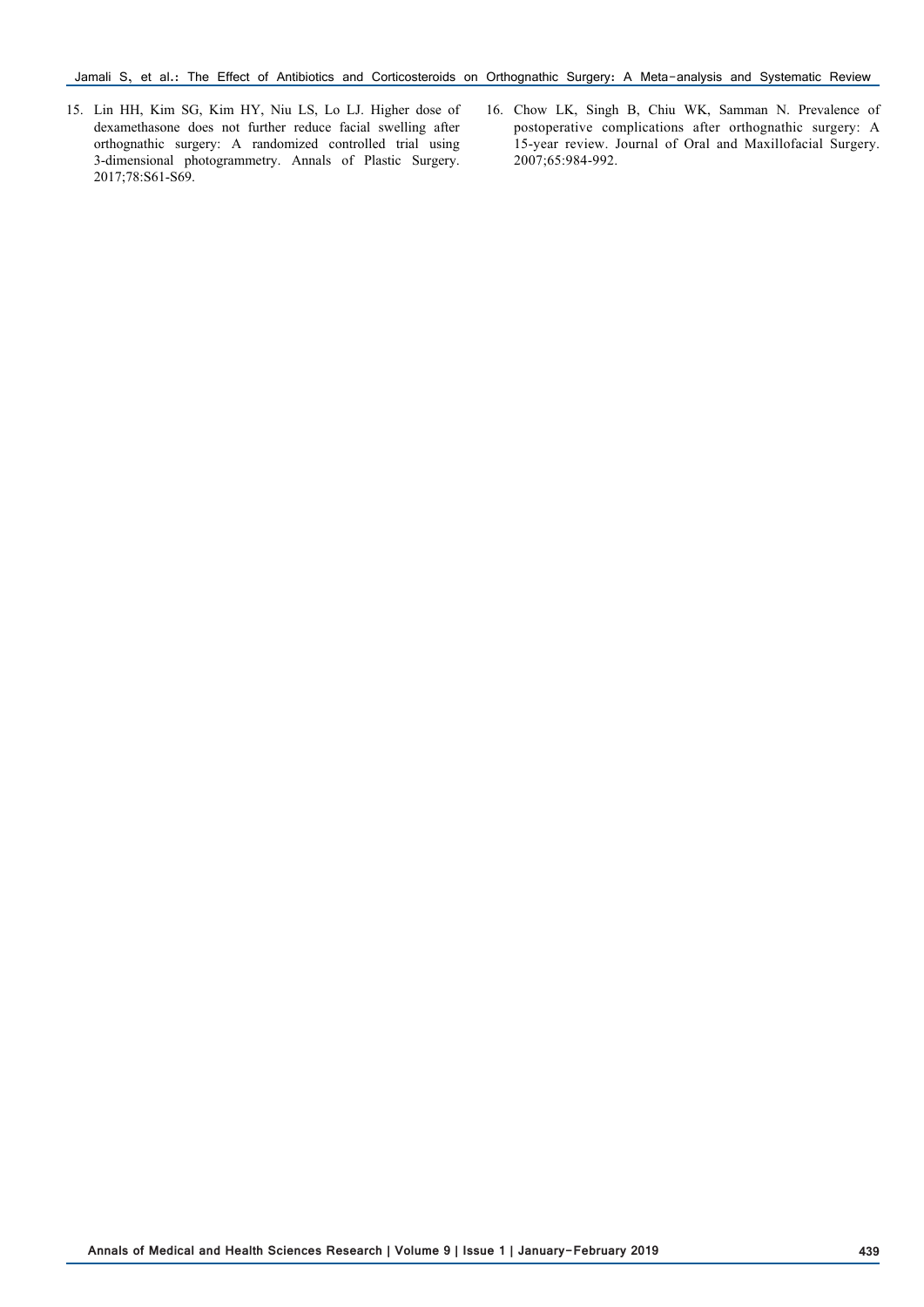15. Lin HH, Kim SG, Kim HY, Niu LS, Lo LJ. Higher dose of dexamethasone does not further reduce facial swelling after orthognathic surgery: A randomized controlled trial using 3-dimensional photogrammetry. Annals of Plastic Surgery. 2017;78:S61-S69.
16. Chow LK, Singh B, Chiu WK, Samman N. Prevalence of postoperative complications after orthognathic surgery: A 15-year review. Journal of Oral and Maxillofacial Surgery. 2007;65:984-992.